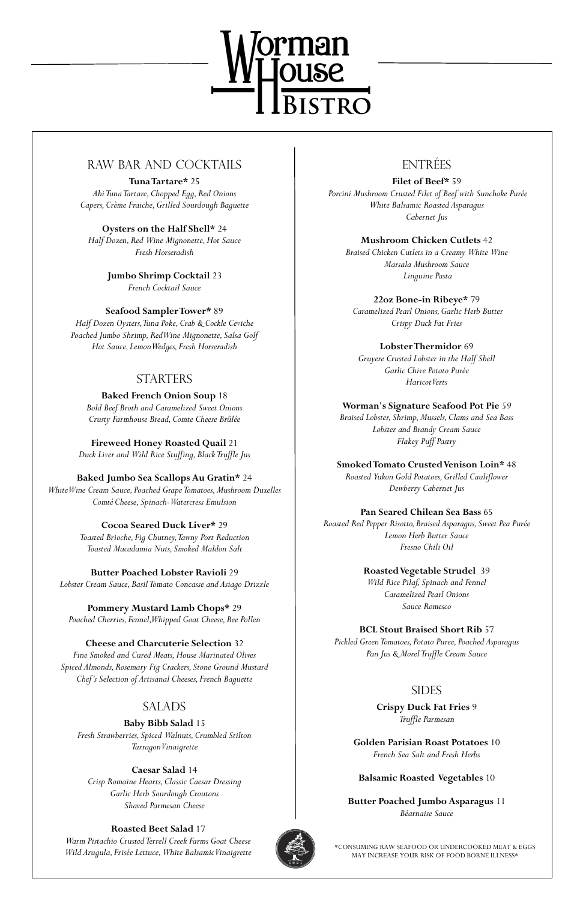# Worman House Bistro

## RAW BAR AND COCKTAILS

**Tuna Tartare*** 25
*Ahi Tuna Tartare, Chopped Egg, Red Onions*
*Capers, Crème Fraiche, Grilled Sourdough Baguette*

**Oysters on the Half Shell*** 24
*Half Dozen, Red Wine Mignonette, Hot Sauce*
*Fresh Horseradish*

**Jumbo Shrimp Cocktail** 23
*French Cocktail Sauce*

**Seafood Sampler Tower*** 89
*Half Dozen Oysters, Tuna Poke, Crab & Cockle Ceviche*
*Poached Jumbo Shrimp, Red Wine Mignonette, Salsa Golf*
*Hot Sauce, Lemon Wedges, Fresh Horseradish*

## STARTERS

**Baked French Onion Soup** 18
*Bold Beef Broth and Caramelized Sweet Onions*
*Crusty Farmhouse Bread, Comte Cheese Brûlée*

**Fireweed Honey Roasted Quail** 21
*Duck Liver and Wild Rice Stuffing, Black Truffle Jus*

**Baked Jumbo Sea Scallops Au Gratin*** 24
*White Wine Cream Sauce, Poached Grape Tomatoes, Mushroom Duxelles*
*Comté Cheese, Spinach-Watercress Emulsion*

**Cocoa Seared Duck Liver*** 29
*Toasted Brioche, Fig Chutney, Tawny Port Reduction*
*Toasted Macadamia Nuts, Smoked Maldon Salt*

**Butter Poached Lobster Ravioli** 29
*Lobster Cream Sauce, Basil Tomato Concasse and Asiago Drizzle*

**Pommery Mustard Lamb Chops*** 29
*Poached Cherries, Fennel, Whipped Goat Cheese, Bee Pollen*

**Cheese and Charcuterie Selection** 32
*Fine Smoked and Cured Meats, House Marinated Olives*
*Spiced Almonds, Rosemary Fig Crackers, Stone Ground Mustard*
*Chef's Selection of Artisanal Cheeses, French Baguette*

## SALADS

**Baby Bibb Salad** 15
*Fresh Strawberries, Spiced Walnuts, Crumbled Stilton*
*Tarragon Vinaigrette*

**Caesar Salad** 14
*Crisp Romaine Hearts, Classic Caesar Dressing*
*Garlic Herb Sourdough Croutons*
*Shaved Parmesan Cheese*

**Roasted Beet Salad** 17
*Warm Pistachio Crusted Terrell Creek Farms Goat Cheese*
*Wild Arugula, Frisée Lettuce, White Balsamic Vinaigrette*

## ENTRÉES

**Filet of Beef*** 59
*Porcini Mushroom Crusted Filet of Beef with Sunchoke Purée*
*White Balsamic Roasted Asparagus*
*Cabernet Jus*

**Mushroom Chicken Cutlets** 42
*Braised Chicken Cutlets in a Creamy White Wine*
*Marsala Mushroom Sauce*
*Linguine Pasta*

**22oz Bone-in Ribeye*** 79
*Caramelized Pearl Onions, Garlic Herb Butter*
*Crispy Duck Fat Fries*

**Lobster Thermidor** 69
*Gruyere Crusted Lobster in the Half Shell*
*Garlic Chive Potato Purée*
*Haricot Verts*

**Worman's Signature Seafood Pot Pie** 59
*Braised Lobster, Shrimp, Mussels, Clams and Sea Bass*
*Lobster and Brandy Cream Sauce*
*Flakey Puff Pastry*

**Smoked Tomato Crusted Venison Loin*** 48
*Roasted Yukon Gold Potatoes, Grilled Cauliflower*
*Dewberry Cabernet Jus*

**Pan Seared Chilean Sea Bass** 65
*Roasted Red Pepper Risotto, Braised Asparagus, Sweet Pea Purée*
*Lemon Herb Butter Sauce*
*Fresno Chili Oil*

**Roasted Vegetable Strudel** 39
*Wild Rice Pilaf, Spinach and Fennel*
*Caramelized Pearl Onions*
*Sauce Romesco*

**BCL Stout Braised Short Rib** 57
*Pickled Green Tomatoes, Potato Puree, Poached Asparagus*
*Pan Jus & Morel Truffle Cream Sauce*

## SIDES

**Crispy Duck Fat Fries** 9
*Truffle Parmesan*

**Golden Parisian Roast Potatoes** 10
*French Sea Salt and Fresh Herbs*

**Balsamic Roasted Vegetables** 10

**Butter Poached Jumbo Asparagus** 11
*Béarnaise Sauce*

*CONSUMING RAW SEAFOOD OR UNDERCOOKED MEAT & EGGS MAY INCREASE YOUR RISK OF FOOD BORNE ILLNESS*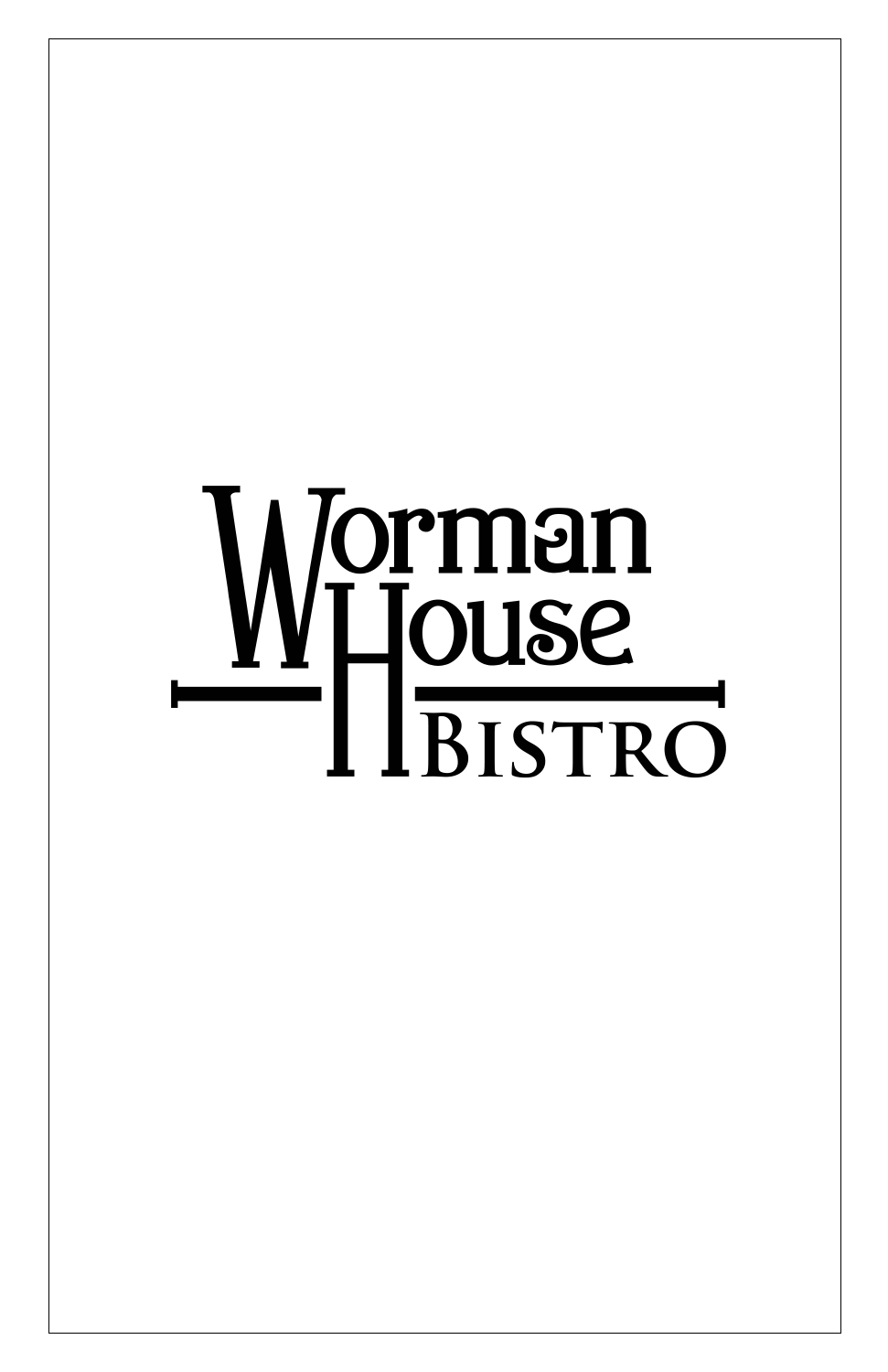# Worman House Bistro